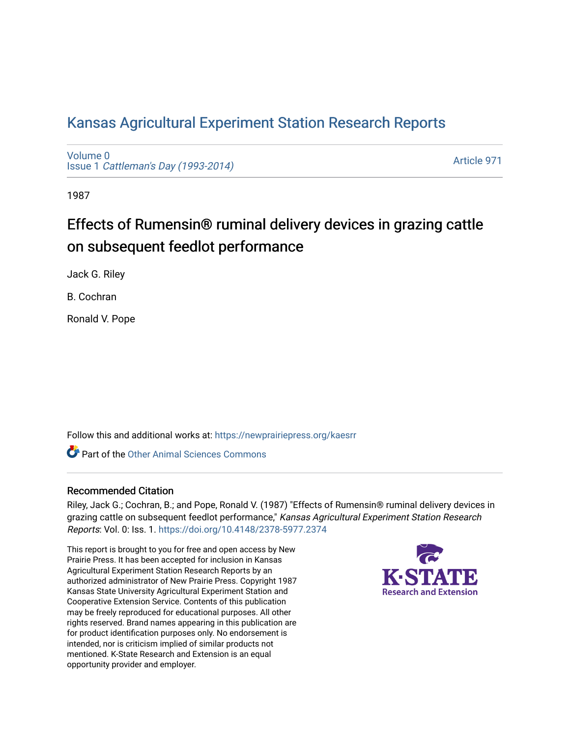# Kansas Agricultural Experiment Station Research Reports

Volume 0
Issue 1 *Cattleman's Day (1993-2014)*

Article 971

1987

## Effects of Rumensin® ruminal delivery devices in grazing cattle on subsequent feedlot performance

Jack G. Riley

B. Cochran

Ronald V. Pope

Follow this and additional works at: https://newprairiepress.org/kaesrr

Part of the Other Animal Sciences Commons

### Recommended Citation

Riley, Jack G.; Cochran, B.; and Pope, Ronald V. (1987) "Effects of Rumensin® ruminal delivery devices in grazing cattle on subsequent feedlot performance," *Kansas Agricultural Experiment Station Research Reports*: Vol. 0: Iss. 1. https://doi.org/10.4148/2378-5977.2374

This report is brought to you for free and open access by New Prairie Press. It has been accepted for inclusion in Kansas Agricultural Experiment Station Research Reports by an authorized administrator of New Prairie Press. Copyright 1987 Kansas State University Agricultural Experiment Station and Cooperative Extension Service. Contents of this publication may be freely reproduced for educational purposes. All other rights reserved. Brand names appearing in this publication are for product identification purposes only. No endorsement is intended, nor is criticism implied of similar products not mentioned. K-State Research and Extension is an equal opportunity provider and employer.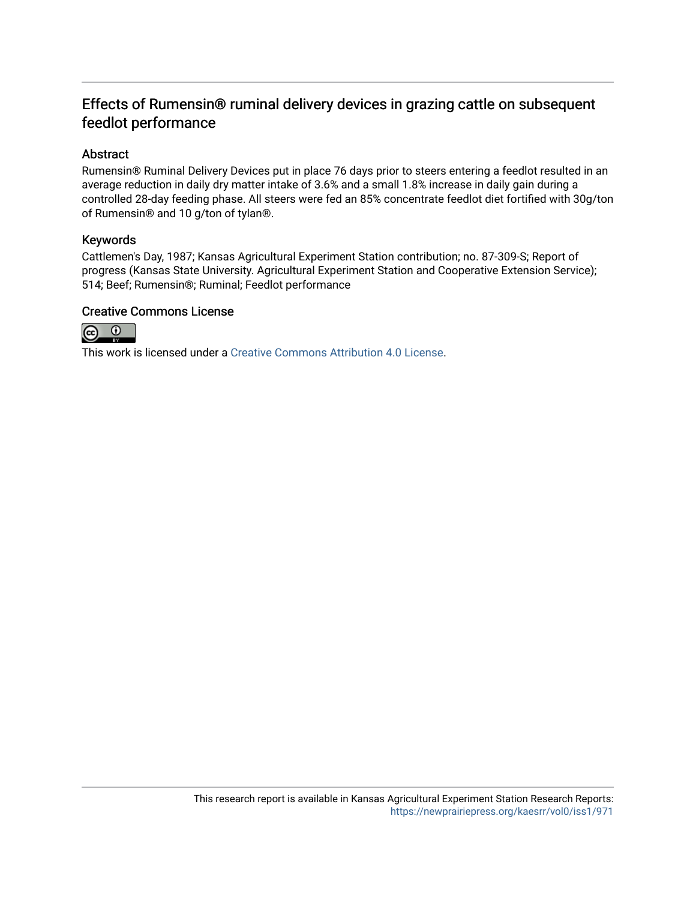## Effects of Rumensin® ruminal delivery devices in grazing cattle on subsequent feedlot performance

### Abstract

Rumensin® Ruminal Delivery Devices put in place 76 days prior to steers entering a feedlot resulted in an average reduction in daily dry matter intake of 3.6% and a small 1.8% increase in daily gain during a controlled 28-day feeding phase. All steers were fed an 85% concentrate feedlot diet fortified with 30g/ton of Rumensin® and 10 g/ton of tylan®.

### Keywords

Cattlemen's Day, 1987; Kansas Agricultural Experiment Station contribution; no. 87-309-S; Report of progress (Kansas State University. Agricultural Experiment Station and Cooperative Extension Service); 514; Beef; Rumensin®; Ruminal; Feedlot performance

### Creative Commons License

This work is licensed under a Creative Commons Attribution 4.0 License.

This research report is available in Kansas Agricultural Experiment Station Research Reports: https://newprairiepress.org/kaesrr/vol0/iss1/971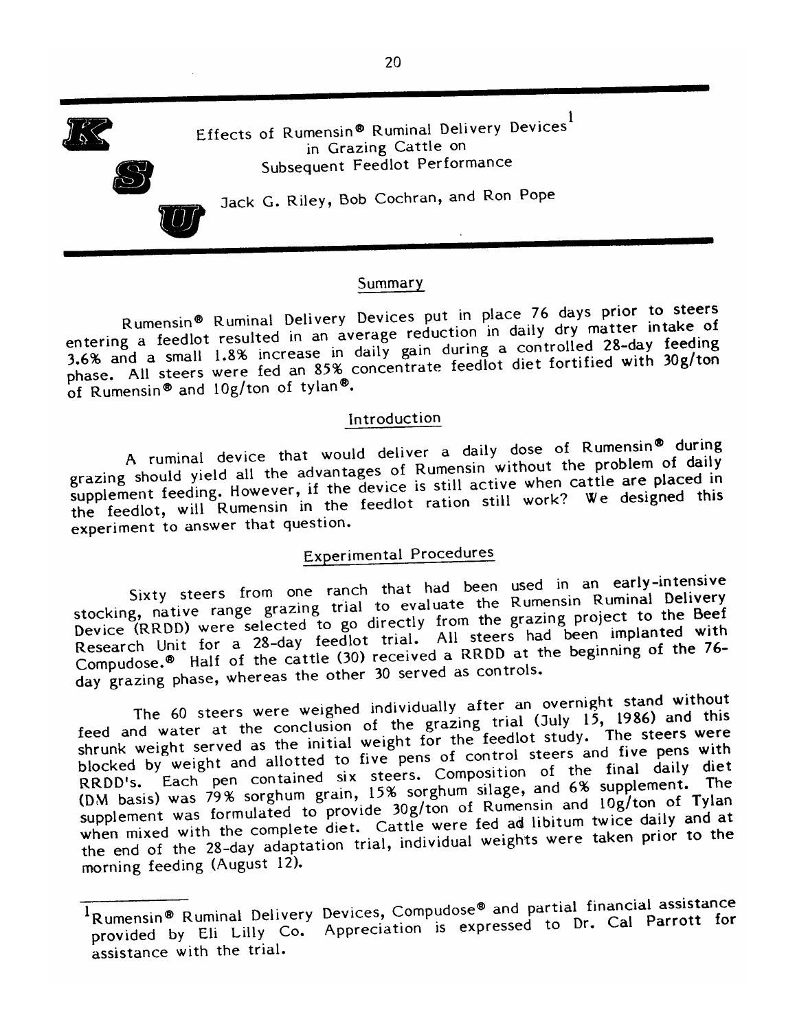# Effects of Rumensin® Ruminal Delivery Devices[1] in Grazing Cattle on Subsequent Feedlot Performance

Jack G. Riley, Bob Cochran, and Ron Pope

## Summary

Rumensin® Ruminal Delivery Devices put in place 76 days prior to steers entering a feedlot resulted in an average reduction in daily dry matter intake of 3.6% and a small 1.8% increase in daily gain during a controlled 28-day feeding phase. All steers were fed an 85% concentrate feedlot diet fortified with 30g/ton of Rumensin® and 10g/ton of tylan®.

## Introduction

A ruminal device that would deliver a daily dose of Rumensin® during grazing should yield all the advantages of Rumensin without the problem of daily supplement feeding. However, if the device is still active when cattle are placed in the feedlot, will Rumensin in the feedlot ration still work? We designed this experiment to answer that question.

## Experimental Procedures

Sixty steers from one ranch that had been used in an early-intensive stocking, native range grazing trial to evaluate the Rumensin Ruminal Delivery Device (RRDD) were selected to go directly from the grazing project to the Beef Research Unit for a 28-day feedlot trial. All steers had been implanted with Compudose.® Half of the cattle (30) received a RRDD at the beginning of the 76-day grazing phase, whereas the other 30 served as controls.

The 60 steers were weighed individually after an overnight stand without feed and water at the conclusion of the grazing trial (July 15, 1986) and this shrunk weight served as the initial weight for the feedlot study. The steers were blocked by weight and allotted to five pens of control steers and five pens with RRDD's. Each pen contained six steers. Composition of the final daily diet (DM basis) was 79% sorghum grain, 15% sorghum silage, and 6% supplement. The supplement was formulated to provide 30g/ton of Rumensin and 10g/ton of Tylan when mixed with the complete diet. Cattle were fed ad libitum twice daily and at the end of the 28-day adaptation trial, individual weights were taken prior to the morning feeding (August 12).

---

[1] Rumensin® Ruminal Delivery Devices, Compudose® and partial financial assistance provided by Eli Lilly Co. Appreciation is expressed to Dr. Cal Parrott for assistance with the trial.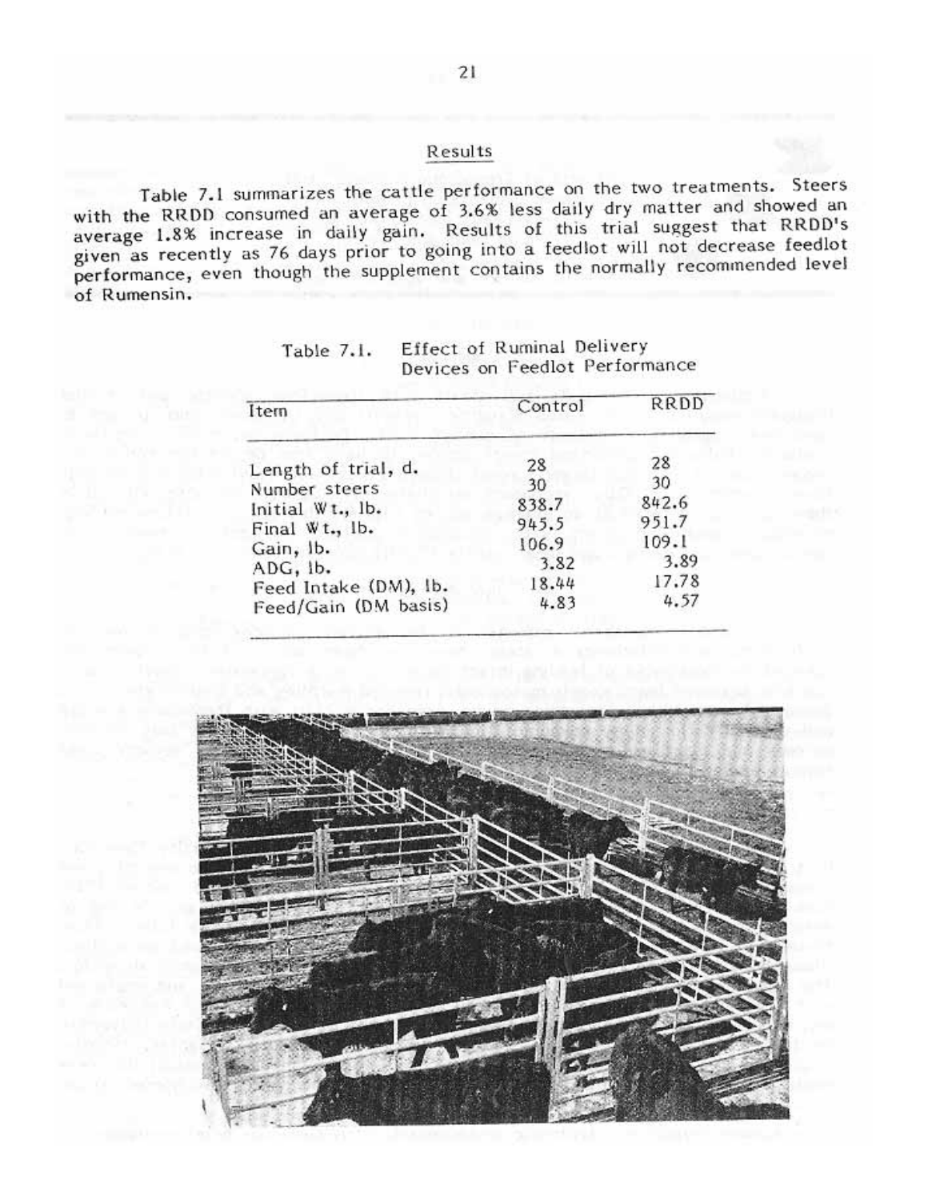## Results

Table 7.1 summarizes the cattle performance on the two treatments. Steers with the RRDD consumed an average of 3.6% less daily dry matter and showed an average 1.8% increase in daily gain. Results of this trial suggest that RRDD's given as recently as 76 days prior to going into a feedlot will not decrease feedlot performance, even though the supplement contains the normally recommended level of Rumensin.

Table 7.1. Effect of Ruminal Delivery Devices on Feedlot Performance

| Item | Control | RRDD |
|---|---|---|
| Length of trial, d. | 28 | 28 |
| Number steers | 30 | 30 |
| Initial Wt., lb. | 838.7 | 842.6 |
| Final Wt., lb. | 945.5 | 951.7 |
| Gain, lb. | 106.9 | 109.1 |
| ADG, lb. | 3.82 | 3.89 |
| Feed Intake (DM), lb. | 18.44 | 17.78 |
| Feed/Gain (DM basis) | 4.83 | 4.57 |